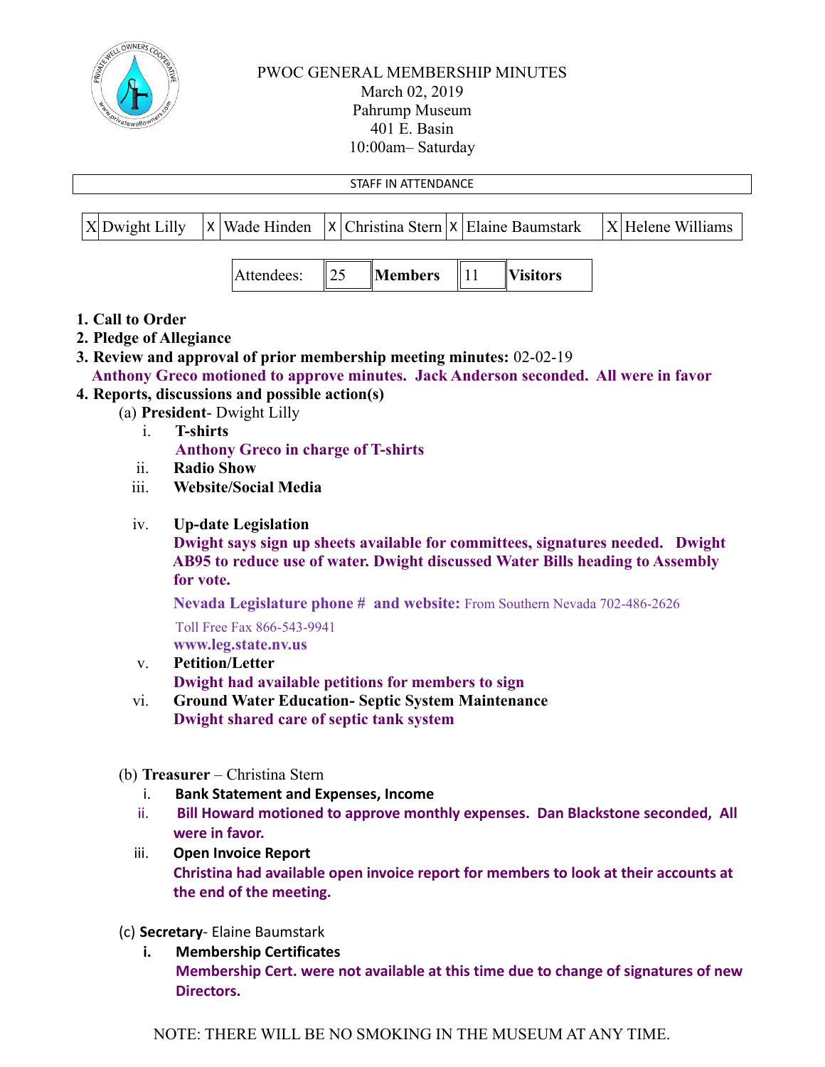# PWOC GENERAL MEMBERSHIP MINUTES

March 02, 2019
Pahrump Museum
401 E. Basin
10:00am– Saturday

STAFF IN ATTENDANCE

| | | | | | | | | | |
|---|---|---|---|---|---|---|---|---|---|
| X | Dwight Lilly | X | Wade Hinden | X | Christina Stern | X | Elaine Baumstark | X | Helene Williams |

| | | | |
|---|---|---|---|
| Attendees: | 25 | **Members** | 11 | **Visitors** |

1. **Call to Order**
2. **Pledge of Allegiance**
3. **Review and approval of prior membership meeting minutes:** 02-02-19
   **Anthony Greco motioned to approve minutes. Jack Anderson seconded. All were in favor**
4. **Reports, discussions and possible action(s)**
   (a) **President**- Dwight Lilly
      i. **T-shirts**
         **Anthony Greco in charge of T-shirts**
      ii. **Radio Show**
      iii. **Website/Social Media**
      iv. **Up-date Legislation**
         **Dwight says sign up sheets available for committees, signatures needed. Dwight AB95 to reduce use of water. Dwight discussed Water Bills heading to Assembly for vote.**
         **Nevada Legislature phone # and website:** From Southern Nevada 702-486-2626
         Toll Free Fax 866-543-9941
         **www.leg.state.nv.us**
      v. **Petition/Letter**
         **Dwight had available petitions for members to sign**
      vi. **Ground Water Education- Septic System Maintenance**
         **Dwight shared care of septic tank system**

   (b) **Treasurer** – Christina Stern
      i. **Bank Statement and Expenses, Income**
      ii. **Bill Howard motioned to approve monthly expenses. Dan Blackstone seconded, All were in favor.**
      iii. **Open Invoice Report**
         **Christina had available open invoice report for members to look at their accounts at the end of the meeting.**

   (c) **Secretary**- Elaine Baumstark
      **i. Membership Certificates**
         **Membership Cert. were not available at this time due to change of signatures of new Directors.**

NOTE: THERE WILL BE NO SMOKING IN THE MUSEUM AT ANY TIME.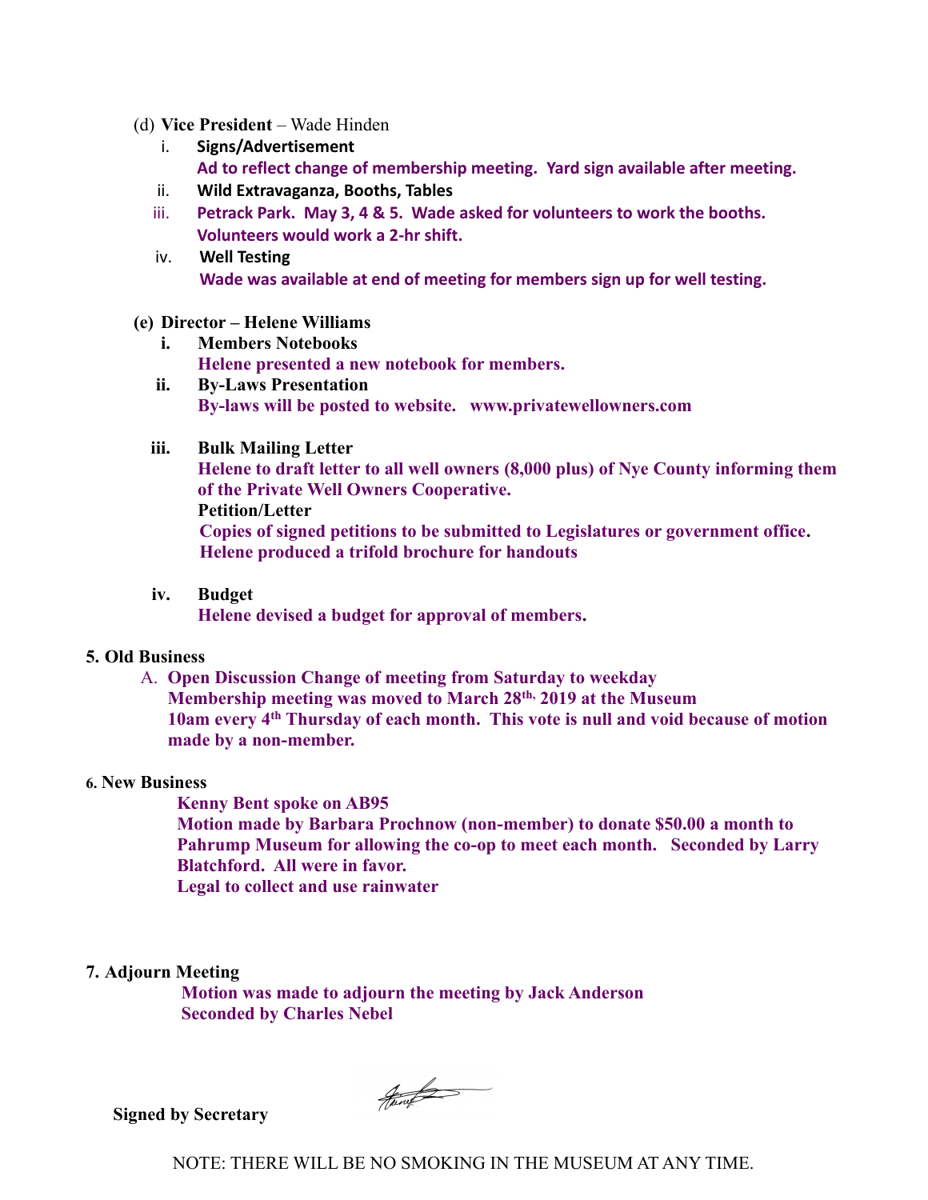(d) **Vice President** – Wade Hinden

i. **Signs/Advertisement**

**Ad to reflect change of membership meeting. Yard sign available after meeting.**

ii. **Wild Extravaganza, Booths, Tables**

iii. **Petrack Park. May 3, 4 & 5. Wade asked for volunteers to work the booths. Volunteers would work a 2-hr shift.**

iv. **Well Testing**

**Wade was available at end of meeting for members sign up for well testing.**

**(e) Director – Helene Williams**

**i. Members Notebooks**

**Helene presented a new notebook for members.**

**ii. By-Laws Presentation**

**By-laws will be posted to website. www.privatewellowners.com**

**iii. Bulk Mailing Letter**

**Helene to draft letter to all well owners (8,000 plus) of Nye County informing them of the Private Well Owners Cooperative.**

**Petition/Letter**

**Copies of signed petitions to be submitted to Legislatures or government office.**

**Helene produced a trifold brochure for handouts**

**iv. Budget**

**Helene devised a budget for approval of members.**

**5. Old Business**

A. **Open Discussion Change of meeting from Saturday to weekday**
**Membership meeting was moved to March 28th, 2019 at the Museum**
**10am every 4th Thursday of each month. This vote is null and void because of motion made by a non-member.**

**6. New Business**

**Kenny Bent spoke on AB95**

**Motion made by Barbara Prochnow (non-member) to donate $50.00 a month to Pahrump Museum for allowing the co-op to meet each month. Seconded by Larry Blatchford. All were in favor.**

**Legal to collect and use rainwater**

**7. Adjourn Meeting**

**Motion was made to adjourn the meeting by Jack Anderson**

**Seconded by Charles Nebel**

**Signed by Secretary**

NOTE: THERE WILL BE NO SMOKING IN THE MUSEUM AT ANY TIME.